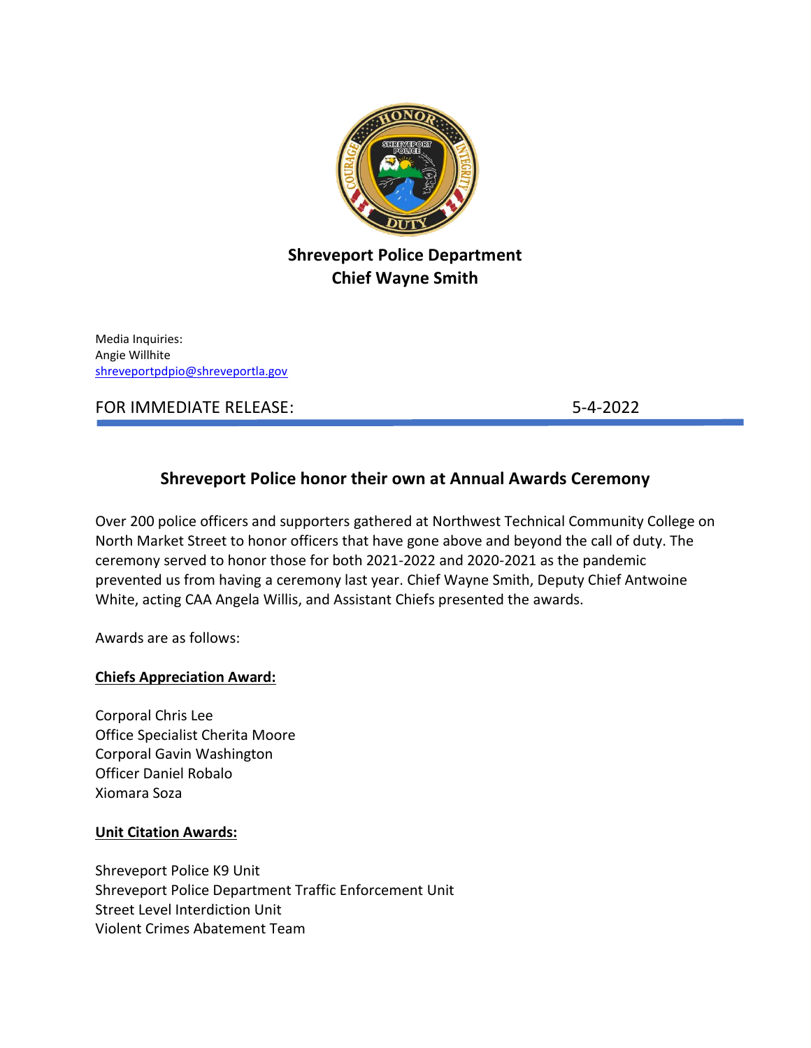**Shreveport Police Department**
**Chief Wayne Smith**

Media Inquiries:
Angie Willhite
shreveportpdpio@shreveportla.gov

FOR IMMEDIATE RELEASE: 5-4-2022

## Shreveport Police honor their own at Annual Awards Ceremony

Over 200 police officers and supporters gathered at Northwest Technical Community College on North Market Street to honor officers that have gone above and beyond the call of duty. The ceremony served to honor those for both 2021-2022 and 2020-2021 as the pandemic prevented us from having a ceremony last year. Chief Wayne Smith, Deputy Chief Antwoine White, acting CAA Angela Willis, and Assistant Chiefs presented the awards.

Awards are as follows:

**Chiefs Appreciation Award:**

Corporal Chris Lee
Office Specialist Cherita Moore
Corporal Gavin Washington
Officer Daniel Robalo
Xiomara Soza

**Unit Citation Awards:**

Shreveport Police K9 Unit
Shreveport Police Department Traffic Enforcement Unit
Street Level Interdiction Unit
Violent Crimes Abatement Team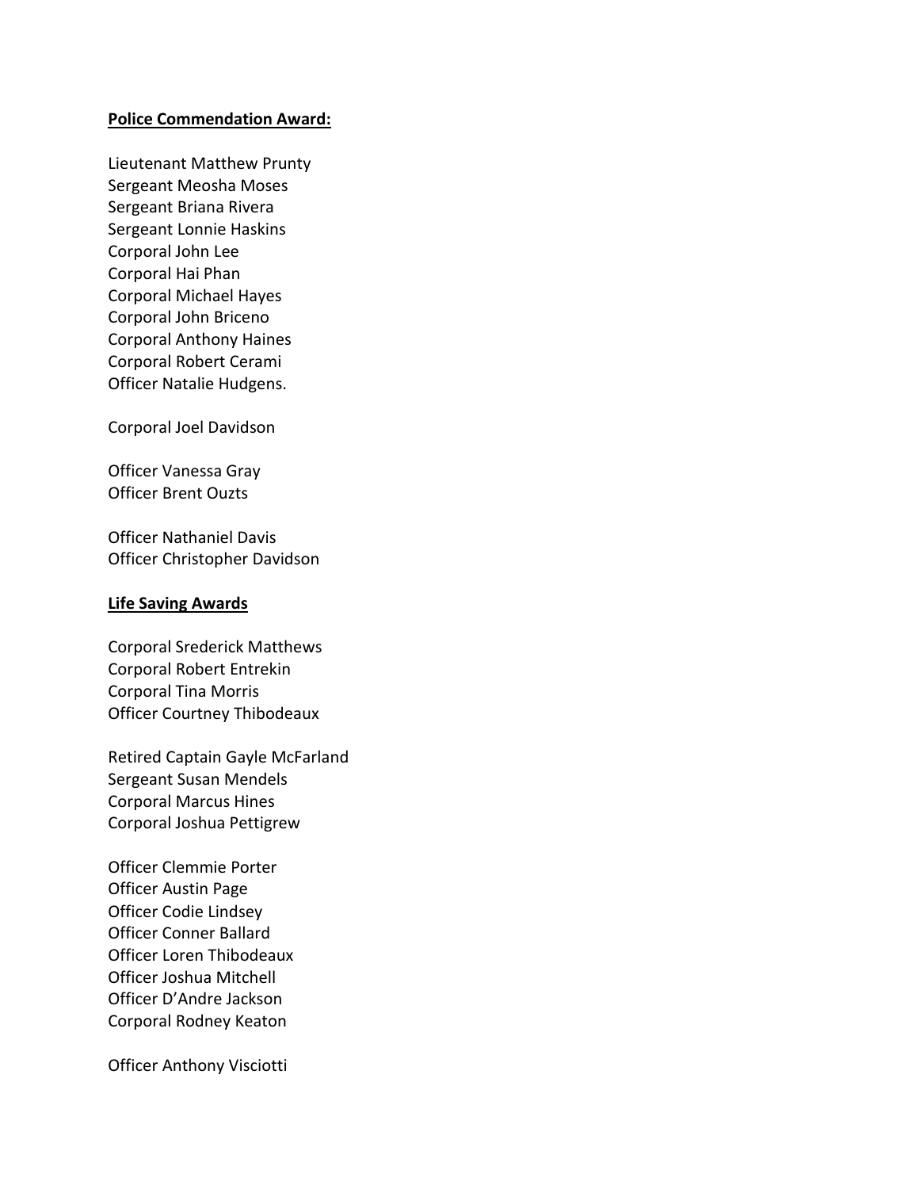**Police Commendation Award:**

Lieutenant Matthew Prunty  
Sergeant Meosha Moses  
Sergeant Briana Rivera  
Sergeant Lonnie Haskins  
Corporal John Lee  
Corporal Hai Phan  
Corporal Michael Hayes  
Corporal John Briceno  
Corporal Anthony Haines  
Corporal Robert Cerami  
Officer Natalie Hudgens.

Corporal Joel Davidson

Officer Vanessa Gray  
Officer Brent Ouzts

Officer Nathaniel Davis  
Officer Christopher Davidson

**Life Saving Awards**

Corporal Srederick Matthews  
Corporal Robert Entrekin  
Corporal Tina Morris  
Officer Courtney Thibodeaux

Retired Captain Gayle McFarland  
Sergeant Susan Mendels  
Corporal Marcus Hines  
Corporal Joshua Pettigrew

Officer Clemmie Porter  
Officer Austin Page  
Officer Codie Lindsey  
Officer Conner Ballard  
Officer Loren Thibodeaux  
Officer Joshua Mitchell  
Officer D'Andre Jackson  
Corporal Rodney Keaton

Officer Anthony Visciotti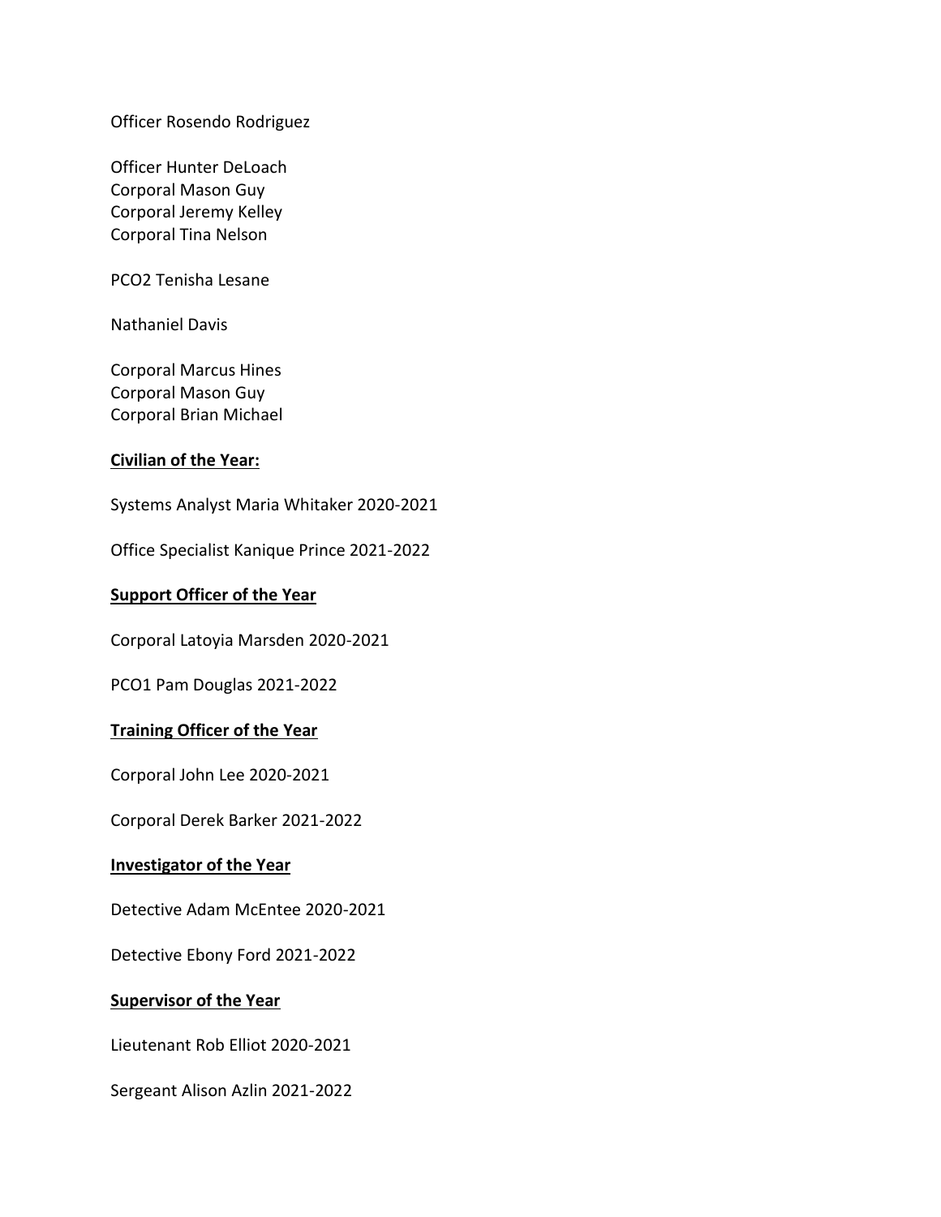Officer Rosendo Rodriguez

Officer Hunter DeLoach
Corporal Mason Guy
Corporal Jeremy Kelley
Corporal Tina Nelson

PCO2 Tenisha Lesane

Nathaniel Davis

Corporal Marcus Hines
Corporal Mason Guy
Corporal Brian Michael

**Civilian of the Year:**

Systems Analyst Maria Whitaker 2020-2021

Office Specialist Kanique Prince 2021-2022

**Support Officer of the Year**

Corporal Latoyia Marsden 2020-2021

PCO1 Pam Douglas 2021-2022

**Training Officer of the Year**

Corporal John Lee 2020-2021

Corporal Derek Barker 2021-2022

**Investigator of the Year**

Detective Adam McEntee 2020-2021

Detective Ebony Ford 2021-2022

**Supervisor of the Year**

Lieutenant Rob Elliot 2020-2021

Sergeant Alison Azlin 2021-2022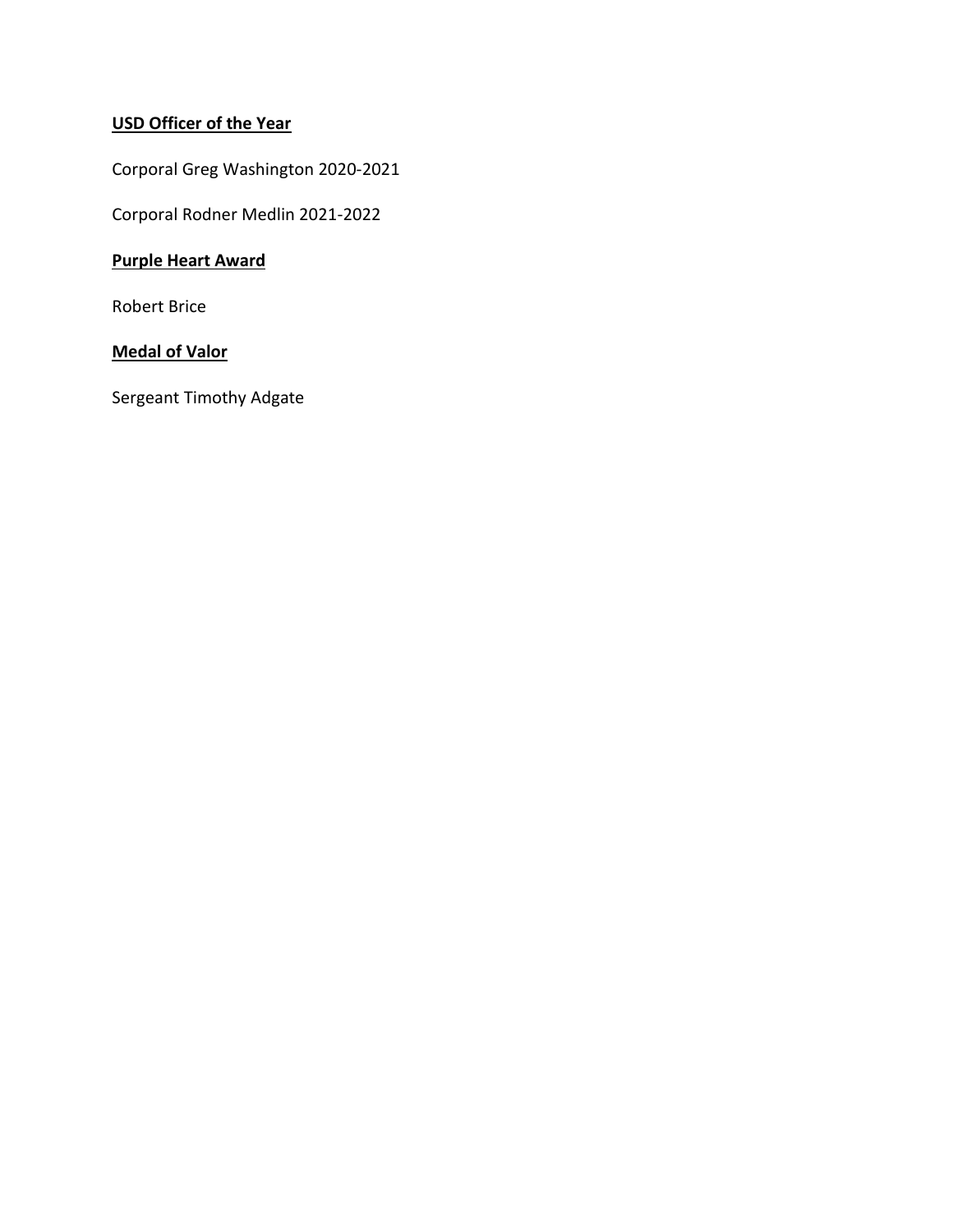**USD Officer of the Year**

Corporal Greg Washington 2020-2021

Corporal Rodner Medlin 2021-2022

**Purple Heart Award**

Robert Brice

**Medal of Valor**

Sergeant Timothy Adgate